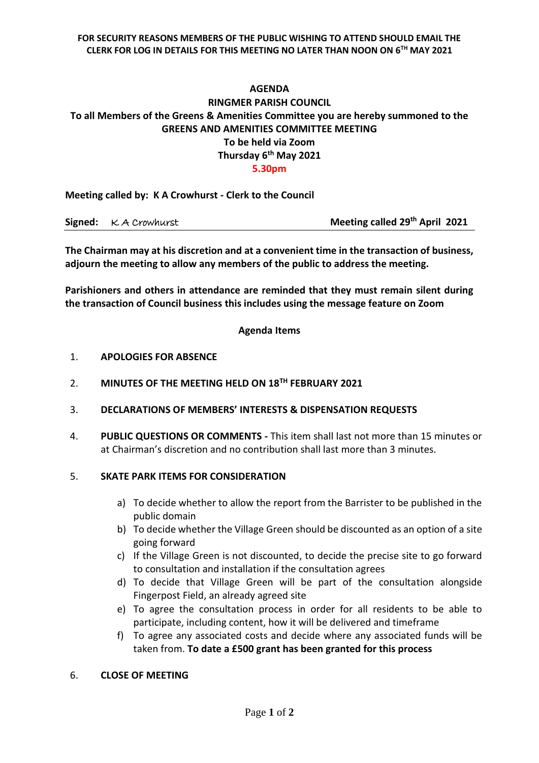**FOR SECURITY REASONS MEMBERS OF THE PUBLIC WISHING TO ATTEND SHOULD EMAIL THE CLERK FOR LOG IN DETAILS FOR THIS MEETING NO LATER THAN NOON ON 6TH MAY 2021**

# AGENDA

## RINGMER PARISH COUNCIL

**To all Members of the Greens & Amenities Committee you are hereby summoned to the GREENS AND AMENITIES COMMITTEE MEETING**

**To be held via Zoom**

**Thursday 6th May 2021**

**5.30pm**

**Meeting called by: K A Crowhurst - Clerk to the Council**

**Signed:** K A Crowhurst **Meeting called 29th April 2021**

**The Chairman may at his discretion and at a convenient time in the transaction of business, adjourn the meeting to allow any members of the public to address the meeting.**

**Parishioners and others in attendance are reminded that they must remain silent during the transaction of Council business this includes using the message feature on Zoom**

**Agenda Items**

1. **APOLOGIES FOR ABSENCE**
2. **MINUTES OF THE MEETING HELD ON 18TH FEBRUARY 2021**
3. **DECLARATIONS OF MEMBERS' INTERESTS & DISPENSATION REQUESTS**
4. **PUBLIC QUESTIONS OR COMMENTS -** This item shall last not more than 15 minutes or at Chairman's discretion and no contribution shall last more than 3 minutes.
5. **SKATE PARK ITEMS FOR CONSIDERATION**
   a) To decide whether to allow the report from the Barrister to be published in the public domain
   b) To decide whether the Village Green should be discounted as an option of a site going forward
   c) If the Village Green is not discounted, to decide the precise site to go forward to consultation and installation if the consultation agrees
   d) To decide that Village Green will be part of the consultation alongside Fingerpost Field, an already agreed site
   e) To agree the consultation process in order for all residents to be able to participate, including content, how it will be delivered and timeframe
   f) To agree any associated costs and decide where any associated funds will be taken from. **To date a £500 grant has been granted for this process**
6. **CLOSE OF MEETING**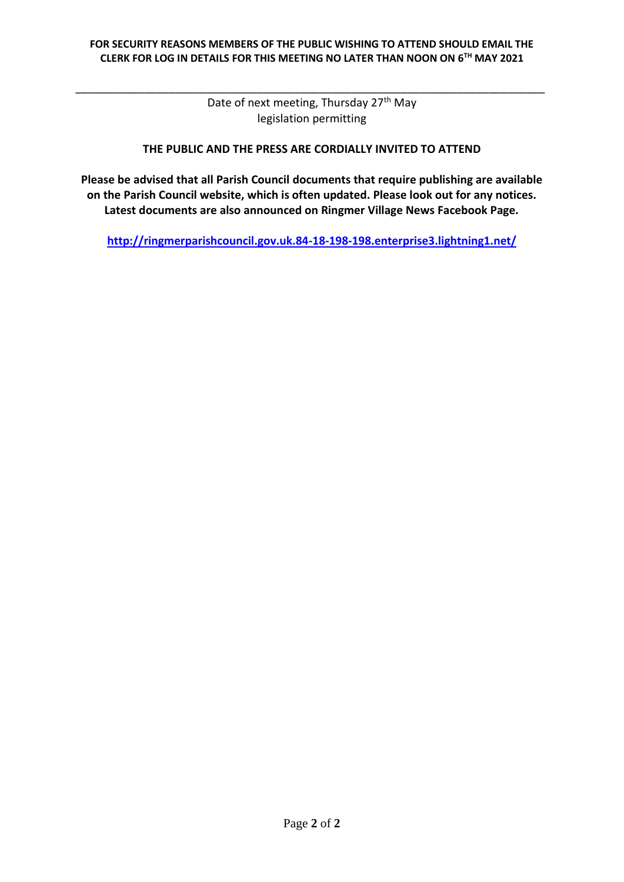**FOR SECURITY REASONS MEMBERS OF THE PUBLIC WISHING TO ATTEND SHOULD EMAIL THE CLERK FOR LOG IN DETAILS FOR THIS MEETING NO LATER THAN NOON ON 6TH MAY 2021**

---

Date of next meeting, Thursday 27th May
legislation permitting

**THE PUBLIC AND THE PRESS ARE CORDIALLY INVITED TO ATTEND**

**Please be advised that all Parish Council documents that require publishing are available on the Parish Council website, which is often updated. Please look out for any notices. Latest documents are also announced on Ringmer Village News Facebook Page.**

**http://ringmerparishcouncil.gov.uk.84-18-198-198.enterprise3.lightning1.net/**